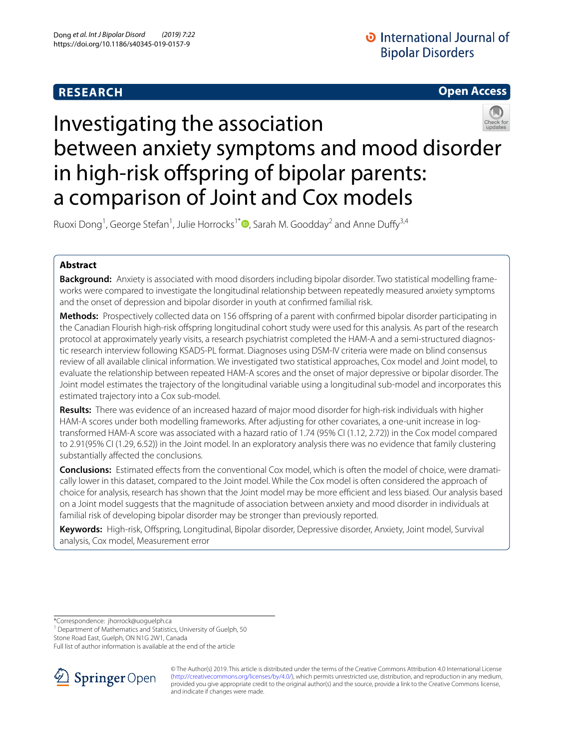**RESEARCH** **Open Access**

# Investigating the association between anxiety symptoms and mood disorder in high-risk offspring of bipolar parents: a comparison of Joint and Cox models

Ruoxi Dong[1], George Stefan[1], Julie Horrocks[1*], Sarah M. Goodday[2] and Anne Duffy[3,4]

## Abstract

**Background:** Anxiety is associated with mood disorders including bipolar disorder. Two statistical modelling frameworks were compared to investigate the longitudinal relationship between repeatedly measured anxiety symptoms and the onset of depression and bipolar disorder in youth at confirmed familial risk.

**Methods:** Prospectively collected data on 156 offspring of a parent with confirmed bipolar disorder participating in the Canadian Flourish high-risk offspring longitudinal cohort study were used for this analysis. As part of the research protocol at approximately yearly visits, a research psychiatrist completed the HAM-A and a semi-structured diagnostic research interview following KSADS-PL format. Diagnoses using DSM-IV criteria were made on blind consensus review of all available clinical information. We investigated two statistical approaches, Cox model and Joint model, to evaluate the relationship between repeated HAM-A scores and the onset of major depressive or bipolar disorder. The Joint model estimates the trajectory of the longitudinal variable using a longitudinal sub-model and incorporates this estimated trajectory into a Cox sub-model.

**Results:** There was evidence of an increased hazard of major mood disorder for high-risk individuals with higher HAM-A scores under both modelling frameworks. After adjusting for other covariates, a one-unit increase in log-transformed HAM-A score was associated with a hazard ratio of 1.74 (95% CI (1.12, 2.72)) in the Cox model compared to 2.91(95% CI (1.29, 6.52)) in the Joint model. In an exploratory analysis there was no evidence that family clustering substantially affected the conclusions.

**Conclusions:** Estimated effects from the conventional Cox model, which is often the model of choice, were dramatically lower in this dataset, compared to the Joint model. While the Cox model is often considered the approach of choice for analysis, research has shown that the Joint model may be more efficient and less biased. Our analysis based on a Joint model suggests that the magnitude of association between anxiety and mood disorder in individuals at familial risk of developing bipolar disorder may be stronger than previously reported.

**Keywords:** High-risk, Offspring, Longitudinal, Bipolar disorder, Depressive disorder, Anxiety, Joint model, Survival analysis, Cox model, Measurement error

*Correspondence: jhorrock@uoguelph.ca

[1] Department of Mathematics and Statistics, University of Guelph, 50 Stone Road East, Guelph, ON N1G 2W1, Canada

Full list of author information is available at the end of the article

© The Author(s) 2019. This article is distributed under the terms of the Creative Commons Attribution 4.0 International License (http://creativecommons.org/licenses/by/4.0/), which permits unrestricted use, distribution, and reproduction in any medium, provided you give appropriate credit to the original author(s) and the source, provide a link to the Creative Commons license, and indicate if changes were made.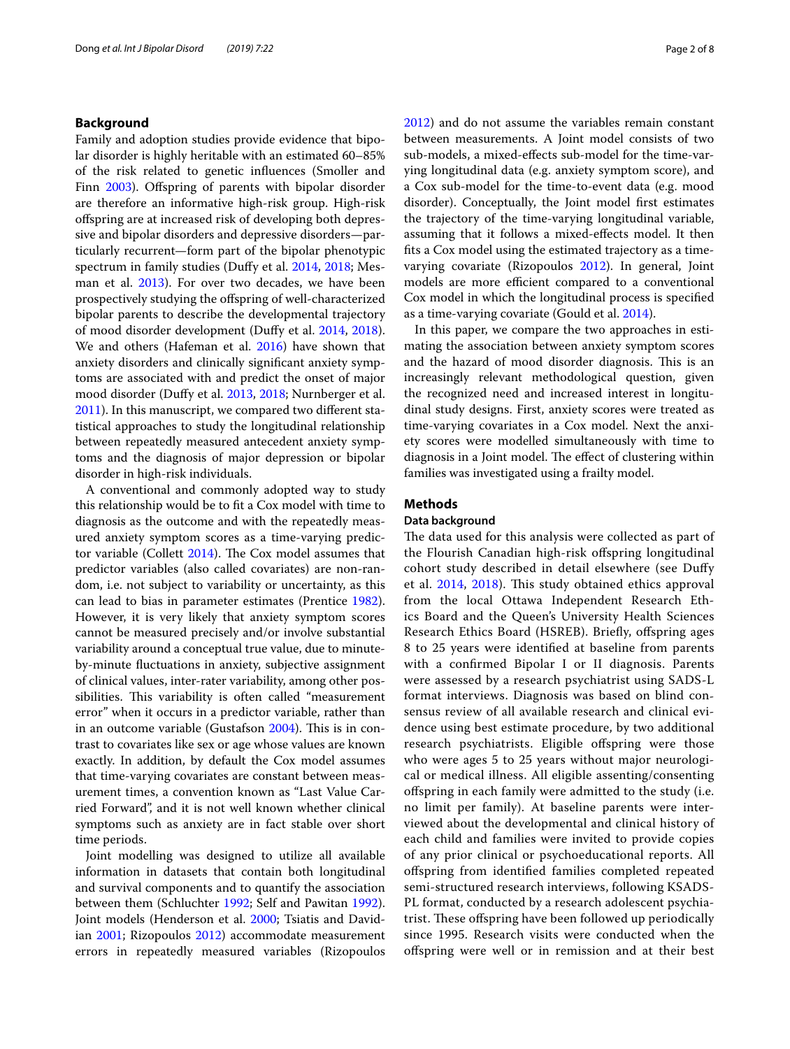## Background

Family and adoption studies provide evidence that bipolar disorder is highly heritable with an estimated 60–85% of the risk related to genetic influences (Smoller and Finn 2003). Offspring of parents with bipolar disorder are therefore an informative high-risk group. High-risk offspring are at increased risk of developing both depressive and bipolar disorders and depressive disorders—particularly recurrent—form part of the bipolar phenotypic spectrum in family studies (Duffy et al. 2014, 2018; Mesman et al. 2013). For over two decades, we have been prospectively studying the offspring of well-characterized bipolar parents to describe the developmental trajectory of mood disorder development (Duffy et al. 2014, 2018). We and others (Hafeman et al. 2016) have shown that anxiety disorders and clinically significant anxiety symptoms are associated with and predict the onset of major mood disorder (Duffy et al. 2013, 2018; Nurnberger et al. 2011). In this manuscript, we compared two different statistical approaches to study the longitudinal relationship between repeatedly measured antecedent anxiety symptoms and the diagnosis of major depression or bipolar disorder in high-risk individuals.

A conventional and commonly adopted way to study this relationship would be to fit a Cox model with time to diagnosis as the outcome and with the repeatedly measured anxiety symptom scores as a time-varying predictor variable (Collett 2014). The Cox model assumes that predictor variables (also called covariates) are non-random, i.e. not subject to variability or uncertainty, as this can lead to bias in parameter estimates (Prentice 1982). However, it is very likely that anxiety symptom scores cannot be measured precisely and/or involve substantial variability around a conceptual true value, due to minute-by-minute fluctuations in anxiety, subjective assignment of clinical values, inter-rater variability, among other possibilities. This variability is often called "measurement error" when it occurs in a predictor variable, rather than in an outcome variable (Gustafson 2004). This is in contrast to covariates like sex or age whose values are known exactly. In addition, by default the Cox model assumes that time-varying covariates are constant between measurement times, a convention known as "Last Value Carried Forward", and it is not well known whether clinical symptoms such as anxiety are in fact stable over short time periods.

Joint modelling was designed to utilize all available information in datasets that contain both longitudinal and survival components and to quantify the association between them (Schluchter 1992; Self and Pawitan 1992). Joint models (Henderson et al. 2000; Tsiatis and Davidian 2001; Rizopoulos 2012) accommodate measurement errors in repeatedly measured variables (Rizopoulos 2012) and do not assume the variables remain constant between measurements. A Joint model consists of two sub-models, a mixed-effects sub-model for the time-varying longitudinal data (e.g. anxiety symptom score), and a Cox sub-model for the time-to-event data (e.g. mood disorder). Conceptually, the Joint model first estimates the trajectory of the time-varying longitudinal variable, assuming that it follows a mixed-effects model. It then fits a Cox model using the estimated trajectory as a time-varying covariate (Rizopoulos 2012). In general, Joint models are more efficient compared to a conventional Cox model in which the longitudinal process is specified as a time-varying covariate (Gould et al. 2014).

In this paper, we compare the two approaches in estimating the association between anxiety symptom scores and the hazard of mood disorder diagnosis. This is an increasingly relevant methodological question, given the recognized need and increased interest in longitudinal study designs. First, anxiety scores were treated as time-varying covariates in a Cox model. Next the anxiety scores were modelled simultaneously with time to diagnosis in a Joint model. The effect of clustering within families was investigated using a frailty model.

## Methods

### Data background

The data used for this analysis were collected as part of the Flourish Canadian high-risk offspring longitudinal cohort study described in detail elsewhere (see Duffy et al. 2014, 2018). This study obtained ethics approval from the local Ottawa Independent Research Ethics Board and the Queen's University Health Sciences Research Ethics Board (HSREB). Briefly, offspring ages 8 to 25 years were identified at baseline from parents with a confirmed Bipolar I or II diagnosis. Parents were assessed by a research psychiatrist using SADS-L format interviews. Diagnosis was based on blind consensus review of all available research and clinical evidence using best estimate procedure, by two additional research psychiatrists. Eligible offspring were those who were ages 5 to 25 years without major neurological or medical illness. All eligible assenting/consenting offspring in each family were admitted to the study (i.e. no limit per family). At baseline parents were interviewed about the developmental and clinical history of each child and families were invited to provide copies of any prior clinical or psychoeducational reports. All offspring from identified families completed repeated semi-structured research interviews, following KSADS-PL format, conducted by a research adolescent psychiatrist. These offspring have been followed up periodically since 1995. Research visits were conducted when the offspring were well or in remission and at their best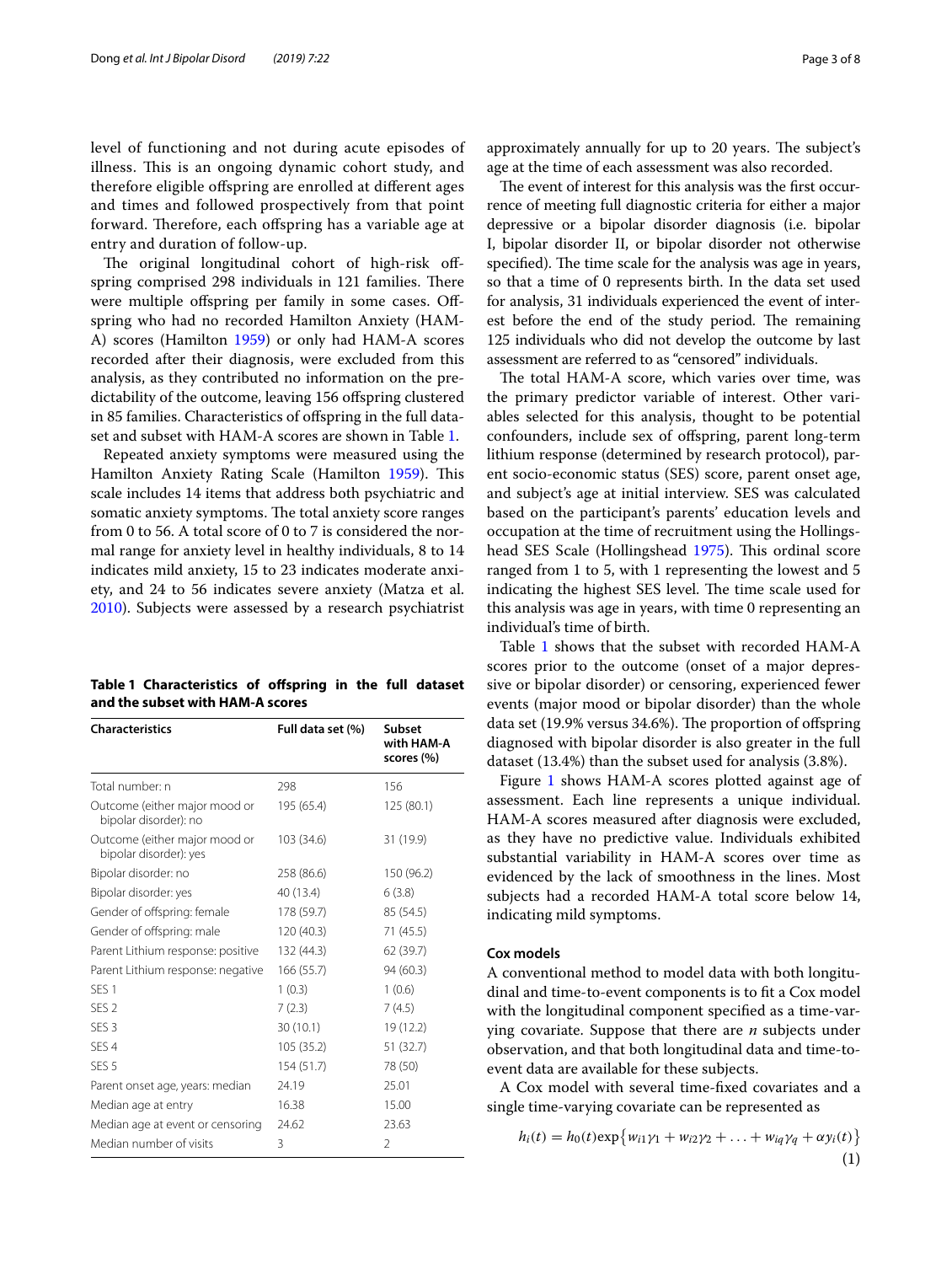level of functioning and not during acute episodes of illness. This is an ongoing dynamic cohort study, and therefore eligible offspring are enrolled at different ages and times and followed prospectively from that point forward. Therefore, each offspring has a variable age at entry and duration of follow-up.

The original longitudinal cohort of high-risk offspring comprised 298 individuals in 121 families. There were multiple offspring per family in some cases. Offspring who had no recorded Hamilton Anxiety (HAM-A) scores (Hamilton 1959) or only had HAM-A scores recorded after their diagnosis, were excluded from this analysis, as they contributed no information on the predictability of the outcome, leaving 156 offspring clustered in 85 families. Characteristics of offspring in the full dataset and subset with HAM-A scores are shown in Table 1.

Repeated anxiety symptoms were measured using the Hamilton Anxiety Rating Scale (Hamilton 1959). This scale includes 14 items that address both psychiatric and somatic anxiety symptoms. The total anxiety score ranges from 0 to 56. A total score of 0 to 7 is considered the normal range for anxiety level in healthy individuals, 8 to 14 indicates mild anxiety, 15 to 23 indicates moderate anxiety, and 24 to 56 indicates severe anxiety (Matza et al. 2010). Subjects were assessed by a research psychiatrist

**Table 1 Characteristics of offspring in the full dataset and the subset with HAM-A scores**

| Characteristics | Full data set (%) | Subset with HAM-A scores (%) |
|---|---|---|
| Total number: n | 298 | 156 |
| Outcome (either major mood or bipolar disorder): no | 195 (65.4) | 125 (80.1) |
| Outcome (either major mood or bipolar disorder): yes | 103 (34.6) | 31 (19.9) |
| Bipolar disorder: no | 258 (86.6) | 150 (96.2) |
| Bipolar disorder: yes | 40 (13.4) | 6 (3.8) |
| Gender of offspring: female | 178 (59.7) | 85 (54.5) |
| Gender of offspring: male | 120 (40.3) | 71 (45.5) |
| Parent Lithium response: positive | 132 (44.3) | 62 (39.7) |
| Parent Lithium response: negative | 166 (55.7) | 94 (60.3) |
| SES 1 | 1 (0.3) | 1 (0.6) |
| SES 2 | 7 (2.3) | 7 (4.5) |
| SES 3 | 30 (10.1) | 19 (12.2) |
| SES 4 | 105 (35.2) | 51 (32.7) |
| SES 5 | 154 (51.7) | 78 (50) |
| Parent onset age, years: median | 24.19 | 25.01 |
| Median age at entry | 16.38 | 15.00 |
| Median age at event or censoring | 24.62 | 23.63 |
| Median number of visits | 3 | 2 |

approximately annually for up to 20 years. The subject's age at the time of each assessment was also recorded.

The event of interest for this analysis was the first occurrence of meeting full diagnostic criteria for either a major depressive or a bipolar disorder diagnosis (i.e. bipolar I, bipolar disorder II, or bipolar disorder not otherwise specified). The time scale for the analysis was age in years, so that a time of 0 represents birth. In the data set used for analysis, 31 individuals experienced the event of interest before the end of the study period. The remaining 125 individuals who did not develop the outcome by last assessment are referred to as "censored" individuals.

The total HAM-A score, which varies over time, was the primary predictor variable of interest. Other variables selected for this analysis, thought to be potential confounders, include sex of offspring, parent long-term lithium response (determined by research protocol), parent socio-economic status (SES) score, parent onset age, and subject's age at initial interview. SES was calculated based on the participant's parents' education levels and occupation at the time of recruitment using the Hollingshead SES Scale (Hollingshead 1975). This ordinal score ranged from 1 to 5, with 1 representing the lowest and 5 indicating the highest SES level. The time scale used for this analysis was age in years, with time 0 representing an individual's time of birth.

Table 1 shows that the subset with recorded HAM-A scores prior to the outcome (onset of a major depressive or bipolar disorder) or censoring, experienced fewer events (major mood or bipolar disorder) than the whole data set (19.9% versus 34.6%). The proportion of offspring diagnosed with bipolar disorder is also greater in the full dataset (13.4%) than the subset used for analysis (3.8%).

Figure 1 shows HAM-A scores plotted against age of assessment. Each line represents a unique individual. HAM-A scores measured after diagnosis were excluded, as they have no predictive value. Individuals exhibited substantial variability in HAM-A scores over time as evidenced by the lack of smoothness in the lines. Most subjects had a recorded HAM-A total score below 14, indicating mild symptoms.

### Cox models

A conventional method to model data with both longitudinal and time-to-event components is to fit a Cox model with the longitudinal component specified as a time-varying covariate. Suppose that there are $n$ subjects under observation, and that both longitudinal data and time-to-event data are available for these subjects.

A Cox model with several time-fixed covariates and a single time-varying covariate can be represented as

$$h_i(t) = h_0(t)\exp\left\{w_{i1}\gamma_1 + w_{i2}\gamma_2 + \ldots + w_{iq}\gamma_q + \alpha y_i(t)\right\} \tag{1}$$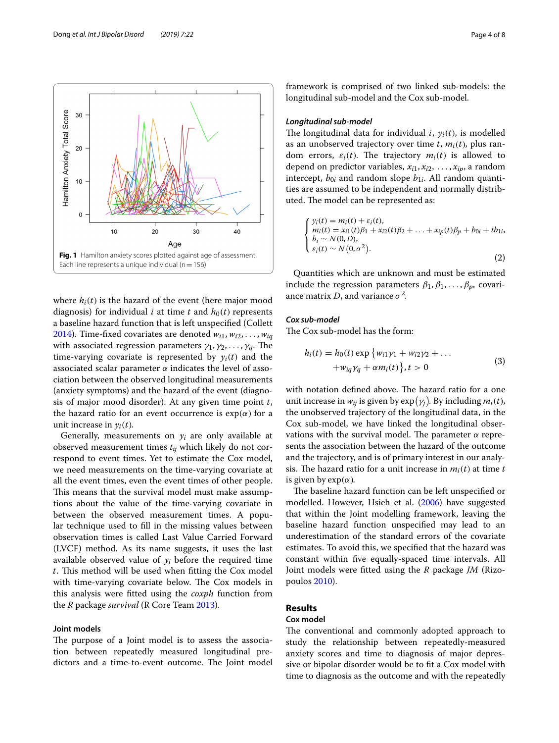**Fig. 1** Hamilton anxiety scores plotted against age of assessment. Each line represents a unique individual (n = 156)

where $h_i(t)$ is the hazard of the event (here major mood diagnosis) for individual $i$ at time $t$ and $h_0(t)$ represents a baseline hazard function that is left unspecified (Collett 2014). Time-fixed covariates are denoted $w_{i1}, w_{i2}, \ldots, w_{iq}$ with associated regression parameters $\gamma_1, \gamma_2, \ldots, \gamma_q$. The time-varying covariate is represented by $y_i(t)$ and the associated scalar parameter $\alpha$ indicates the level of association between the observed longitudinal measurements (anxiety symptoms) and the hazard of the event (diagnosis of major mood disorder). At any given time point $t$, the hazard ratio for an event occurrence is $\exp(\alpha)$ for a unit increase in $y_i(t)$.

Generally, measurements on $y_i$ are only available at observed measurement times $t_{ij}$ which likely do not correspond to event times. Yet to estimate the Cox model, we need measurements on the time-varying covariate at all the event times, even the event times of other people. This means that the survival model must make assumptions about the value of the time-varying covariate in between the observed measurement times. A popular technique used to fill in the missing values between observation times is called Last Value Carried Forward (LVCF) method. As its name suggests, it uses the last available observed value of $y_i$ before the required time $t$. This method will be used when fitting the Cox model with time-varying covariate below. The Cox models in this analysis were fitted using the *coxph* function from the *R* package *survival* (R Core Team 2013).

### Joint models

The purpose of a Joint model is to assess the association between repeatedly measured longitudinal predictors and a time-to-event outcome. The Joint model framework is comprised of two linked sub-models: the longitudinal sub-model and the Cox sub-model.

#### *Longitudinal sub-model*

The longitudinal data for individual $i$, $y_i(t)$, is modelled as an unobserved trajectory over time $t$, $m_i(t)$, plus random errors, $\varepsilon_i(t)$. The trajectory $m_i(t)$ is allowed to depend on predictor variables, $x_{i1}, x_{i2}, \ldots, x_{ip}$, a random intercept, $b_{0i}$ and random slope $b_{1i}$. All random quantities are assumed to be independent and normally distributed. The model can be represented as:

$$
\begin{cases}
y_i(t) = m_i(t) + \varepsilon_i(t), \\
m_i(t) = x_{i1}(t)\beta_1 + x_{i2}(t)\beta_2 + \ldots + x_{ip}(t)\beta_p + b_{0i} + tb_{1i}, \\
b_i \sim N(0, D), \\
\varepsilon_i(t) \sim N\left(0, \sigma^2\right).
\end{cases}
\tag{2}
$$

Quantities which are unknown and must be estimated include the regression parameters $\beta_1, \beta_1, \ldots, \beta_p$, covariance matrix $D$, and variance $\sigma^2$.

#### *Cox sub-model*

The Cox sub-model has the form:

$$
h_i(t) = h_0(t) \exp\left\{w_{i1}\gamma_1 + w_{i2}\gamma_2 + \ldots + w_{iq}\gamma_q + \alpha m_i(t)\right\}, t > 0
\tag{3}
$$

with notation defined above. The hazard ratio for a one unit increase in $w_{ij}$ is given by $\exp(\gamma_j)$. By including $m_i(t)$, the unobserved trajectory of the longitudinal data, in the Cox sub-model, we have linked the longitudinal observations with the survival model. The parameter $\alpha$ represents the association between the hazard of the outcome and the trajectory, and is of primary interest in our analysis. The hazard ratio for a unit increase in $m_i(t)$ at time $t$ is given by $\exp(\alpha)$.

The baseline hazard function can be left unspecified or modelled. However, Hsieh et al. (2006) have suggested that within the Joint modelling framework, leaving the baseline hazard function unspecified may lead to an underestimation of the standard errors of the covariate estimates. To avoid this, we specified that the hazard was constant within five equally-spaced time intervals. All Joint models were fitted using the *R* package *JM* (Rizopoulos 2010).

## Results

### Cox model

The conventional and commonly adopted approach to study the relationship between repeatedly-measured anxiety scores and time to diagnosis of major depressive or bipolar disorder would be to fit a Cox model with time to diagnosis as the outcome and with the repeatedly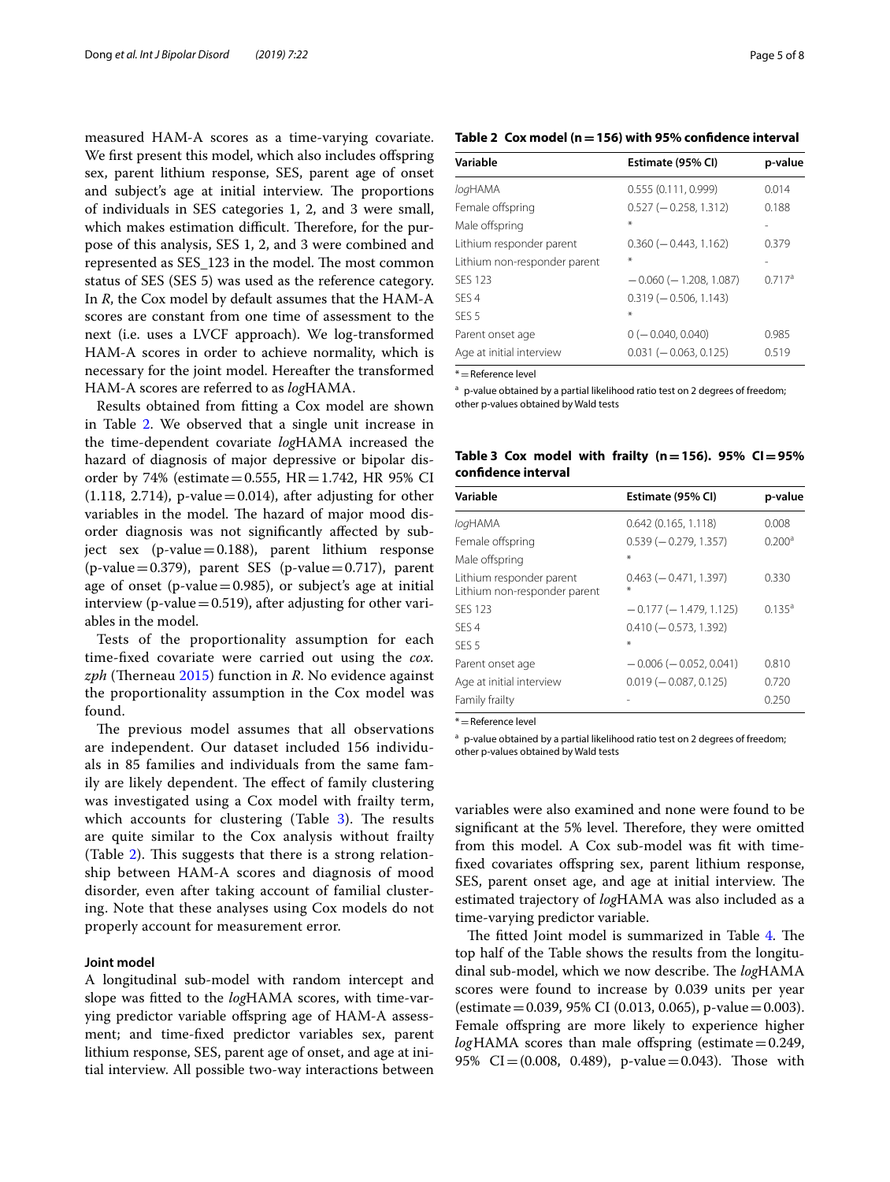measured HAM-A scores as a time-varying covariate. We first present this model, which also includes offspring sex, parent lithium response, SES, parent age of onset and subject's age at initial interview. The proportions of individuals in SES categories 1, 2, and 3 were small, which makes estimation difficult. Therefore, for the purpose of this analysis, SES 1, 2, and 3 were combined and represented as SES_123 in the model. The most common status of SES (SES 5) was used as the reference category. In *R*, the Cox model by default assumes that the HAM-A scores are constant from one time of assessment to the next (i.e. uses a LVCF approach). We log-transformed HAM-A scores in order to achieve normality, which is necessary for the joint model. Hereafter the transformed HAM-A scores are referred to as *log*HAMA.

Results obtained from fitting a Cox model are shown in Table 2. We observed that a single unit increase in the time-dependent covariate *log*HAMA increased the hazard of diagnosis of major depressive or bipolar disorder by 74% (estimate = 0.555, HR = 1.742, HR 95% CI (1.118, 2.714), p-value = 0.014), after adjusting for other variables in the model. The hazard of major mood disorder diagnosis was not significantly affected by subject sex (p-value = 0.188), parent lithium response (p-value = 0.379), parent SES (p-value = 0.717), parent age of onset (p-value = 0.985), or subject's age at initial interview (p-value = 0.519), after adjusting for other variables in the model.

Tests of the proportionality assumption for each time-fixed covariate were carried out using the *cox.zph* (Therneau 2015) function in *R*. No evidence against the proportionality assumption in the Cox model was found.

The previous model assumes that all observations are independent. Our dataset included 156 individuals in 85 families and individuals from the same family are likely dependent. The effect of family clustering was investigated using a Cox model with frailty term, which accounts for clustering (Table 3). The results are quite similar to the Cox analysis without frailty (Table 2). This suggests that there is a strong relationship between HAM-A scores and diagnosis of mood disorder, even after taking account of familial clustering. Note that these analyses using Cox models do not properly account for measurement error.

**Table 2 Cox model (n = 156) with 95% confidence interval**

| Variable | Estimate (95% CI) | p-value |
|---|---|---|
| *log*HAMA | 0.555 (0.111, 0.999) | 0.014 |
| Female offspring | 0.527 (− 0.258, 1.312) | 0.188 |
| Male offspring | * | - |
| Lithium responder parent | 0.360 (− 0.443, 1.162) | 0.379 |
| Lithium non-responder parent | * | - |
| SES 123 | − 0.060 (− 1.208, 1.087) | 0.717[a] |
| SES 4 | 0.319 (− 0.506, 1.143) | |
| SES 5 | * | |
| Parent onset age | 0 (− 0.040, 0.040) | 0.985 |
| Age at initial interview | 0.031 (− 0.063, 0.125) | 0.519 |

* = Reference level

[a] p-value obtained by a partial likelihood ratio test on 2 degrees of freedom; other p-values obtained by Wald tests

**Table 3 Cox model with frailty (n = 156). 95% CI = 95% confidence interval**

| Variable | Estimate (95% CI) | p-value |
|---|---|---|
| *log*HAMA | 0.642 (0.165, 1.118) | 0.008 |
| Female offspring | 0.539 (− 0.279, 1.357) | 0.200[a] |
| Male offspring | * | |
| Lithium responder parent | 0.463 (− 0.471, 1.397) | 0.330 |
| Lithium non-responder parent | * | |
| SES 123 | − 0.177 (− 1.479, 1.125) | 0.135[a] |
| SES 4 | 0.410 (− 0.573, 1.392) | |
| SES 5 | * | |
| Parent onset age | − 0.006 (− 0.052, 0.041) | 0.810 |
| Age at initial interview | 0.019 (− 0.087, 0.125) | 0.720 |
| Family frailty | - | 0.250 |

* = Reference level

[a] p-value obtained by a partial likelihood ratio test on 2 degrees of freedom; other p-values obtained by Wald tests

#### Joint model

A longitudinal sub-model with random intercept and slope was fitted to the *log*HAMA scores, with time-varying predictor variable offspring age of HAM-A assessment; and time-fixed predictor variables sex, parent lithium response, SES, parent age of onset, and age at initial interview. All possible two-way interactions between variables were also examined and none were found to be significant at the 5% level. Therefore, they were omitted from this model. A Cox sub-model was fit with time-fixed covariates offspring sex, parent lithium response, SES, parent onset age, and age at initial interview. The estimated trajectory of *log*HAMA was also included as a time-varying predictor variable.

The fitted Joint model is summarized in Table 4. The top half of the Table shows the results from the longitudinal sub-model, which we now describe. The *log*HAMA scores were found to increase by 0.039 units per year (estimate = 0.039, 95% CI (0.013, 0.065), p-value = 0.003). Female offspring are more likely to experience higher *log*HAMA scores than male offspring (estimate = 0.249, 95% CI = (0.008, 0.489), p-value = 0.043). Those with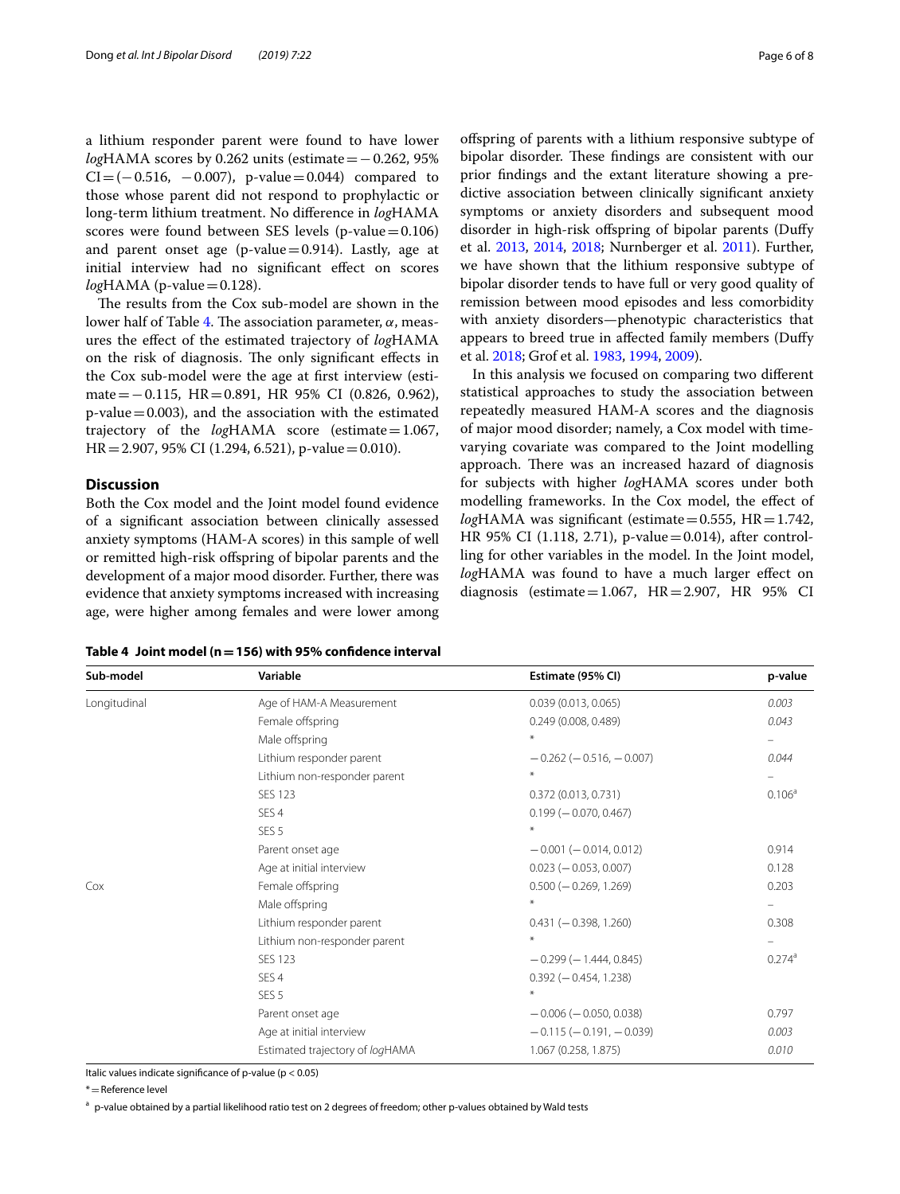a lithium responder parent were found to have lower *log*HAMA scores by 0.262 units (estimate = − 0.262, 95% CI = (− 0.516, − 0.007), p-value = 0.044) compared to those whose parent did not respond to prophylactic or long-term lithium treatment. No difference in *log*HAMA scores were found between SES levels (p-value = 0.106) and parent onset age (p-value = 0.914). Lastly, age at initial interview had no significant effect on scores *log*HAMA (p-value = 0.128).

The results from the Cox sub-model are shown in the lower half of Table 4. The association parameter, $\alpha$, measures the effect of the estimated trajectory of *log*HAMA on the risk of diagnosis. The only significant effects in the Cox sub-model were the age at first interview (estimate = − 0.115, HR = 0.891, HR 95% CI (0.826, 0.962), p-value = 0.003), and the association with the estimated trajectory of the *log*HAMA score (estimate = 1.067, HR = 2.907, 95% CI (1.294, 6.521), p-value = 0.010).

## Discussion

Both the Cox model and the Joint model found evidence of a significant association between clinically assessed anxiety symptoms (HAM-A scores) in this sample of well or remitted high-risk offspring of bipolar parents and the development of a major mood disorder. Further, there was evidence that anxiety symptoms increased with increasing age, were higher among females and were lower among offspring of parents with a lithium responsive subtype of bipolar disorder. These findings are consistent with our prior findings and the extant literature showing a predictive association between clinically significant anxiety symptoms or anxiety disorders and subsequent mood disorder in high-risk offspring of bipolar parents (Duffy et al. 2013, 2014, 2018; Nurnberger et al. 2011). Further, we have shown that the lithium responsive subtype of bipolar disorder tends to have full or very good quality of remission between mood episodes and less comorbidity with anxiety disorders—phenotypic characteristics that appears to breed true in affected family members (Duffy et al. 2018; Grof et al. 1983, 1994, 2009).

In this analysis we focused on comparing two different statistical approaches to study the association between repeatedly measured HAM-A scores and the diagnosis of major mood disorder; namely, a Cox model with time-varying covariate was compared to the Joint modelling approach. There was an increased hazard of diagnosis for subjects with higher *log*HAMA scores under both modelling frameworks. In the Cox model, the effect of *log*HAMA was significant (estimate = 0.555, HR = 1.742, HR 95% CI (1.118, 2.71), p-value = 0.014), after controlling for other variables in the model. In the Joint model, *log*HAMA was found to have a much larger effect on diagnosis (estimate = 1.067, HR = 2.907, HR 95% CI

**Table 4 Joint model (n = 156) with 95% confidence interval**

| Sub-model | Variable | Estimate (95% CI) | p-value |
|---|---|---|---|
| Longitudinal | Age of HAM-A Measurement | 0.039 (0.013, 0.065) | *0.003* |
| | Female offspring | 0.249 (0.008, 0.489) | *0.043* |
| | Male offspring | * | – |
| | Lithium responder parent | − 0.262 (− 0.516, − 0.007) | *0.044* |
| | Lithium non-responder parent | * | – |
| | SES 123 | 0.372 (0.013, 0.731) | 0.106[a] |
| | SES 4 | 0.199 (− 0.070, 0.467) | |
| | SES 5 | * | |
| | Parent onset age | − 0.001 (− 0.014, 0.012) | 0.914 |
| | Age at initial interview | 0.023 (− 0.053, 0.007) | 0.128 |
| Cox | Female offspring | 0.500 (− 0.269, 1.269) | 0.203 |
| | Male offspring | * | – |
| | Lithium responder parent | 0.431 (− 0.398, 1.260) | 0.308 |
| | Lithium non-responder parent | * | – |
| | SES 123 | − 0.299 (− 1.444, 0.845) | 0.274[a] |
| | SES 4 | 0.392 (− 0.454, 1.238) | |
| | SES 5 | * | |
| | Parent onset age | − 0.006 (− 0.050, 0.038) | 0.797 |
| | Age at initial interview | − 0.115 (− 0.191, − 0.039) | *0.003* |
| | Estimated trajectory of *log*HAMA | 1.067 (0.258, 1.875) | *0.010* |

Italic values indicate significance of p-value ($p < 0.05$)

* = Reference level

[a] p-value obtained by a partial likelihood ratio test on 2 degrees of freedom; other p-values obtained by Wald tests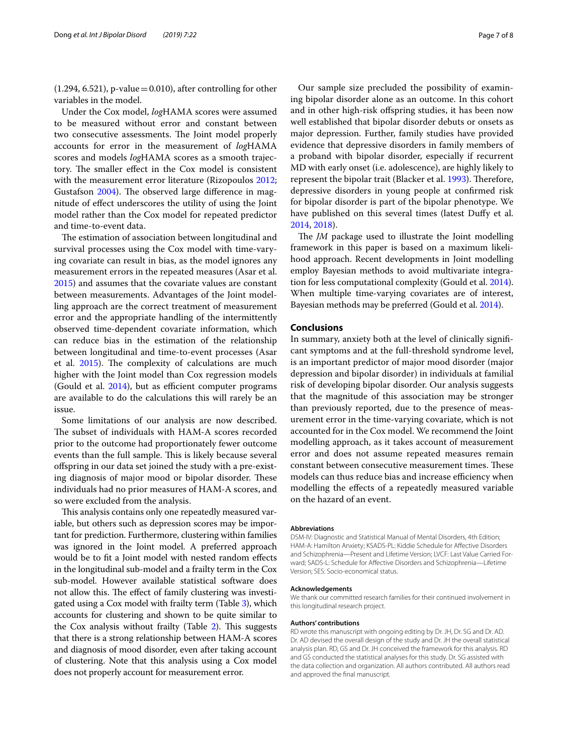(1.294, 6.521), p-value = 0.010), after controlling for other variables in the model.

Under the Cox model, *log*HAMA scores were assumed to be measured without error and constant between two consecutive assessments. The Joint model properly accounts for error in the measurement of *log*HAMA scores and models *log*HAMA scores as a smooth trajectory. The smaller effect in the Cox model is consistent with the measurement error literature (Rizopoulos 2012; Gustafson 2004). The observed large difference in magnitude of effect underscores the utility of using the Joint model rather than the Cox model for repeated predictor and time-to-event data.

The estimation of association between longitudinal and survival processes using the Cox model with time-varying covariate can result in bias, as the model ignores any measurement errors in the repeated measures (Asar et al. 2015) and assumes that the covariate values are constant between measurements. Advantages of the Joint modelling approach are the correct treatment of measurement error and the appropriate handling of the intermittently observed time-dependent covariate information, which can reduce bias in the estimation of the relationship between longitudinal and time-to-event processes (Asar et al. 2015). The complexity of calculations are much higher with the Joint model than Cox regression models (Gould et al. 2014), but as efficient computer programs are available to do the calculations this will rarely be an issue.

Some limitations of our analysis are now described. The subset of individuals with HAM-A scores recorded prior to the outcome had proportionately fewer outcome events than the full sample. This is likely because several offspring in our data set joined the study with a pre-existing diagnosis of major mood or bipolar disorder. These individuals had no prior measures of HAM-A scores, and so were excluded from the analysis.

This analysis contains only one repeatedly measured variable, but others such as depression scores may be important for prediction. Furthermore, clustering within families was ignored in the Joint model. A preferred approach would be to fit a Joint model with nested random effects in the longitudinal sub-model and a frailty term in the Cox sub-model. However available statistical software does not allow this. The effect of family clustering was investigated using a Cox model with frailty term (Table 3), which accounts for clustering and shown to be quite similar to the Cox analysis without frailty (Table 2). This suggests that there is a strong relationship between HAM-A scores and diagnosis of mood disorder, even after taking account of clustering. Note that this analysis using a Cox model does not properly account for measurement error.

Our sample size precluded the possibility of examining bipolar disorder alone as an outcome. In this cohort and in other high-risk offspring studies, it has been now well established that bipolar disorder debuts or onsets as major depression. Further, family studies have provided evidence that depressive disorders in family members of a proband with bipolar disorder, especially if recurrent MD with early onset (i.e. adolescence), are highly likely to represent the bipolar trait (Blacker et al. 1993). Therefore, depressive disorders in young people at confirmed risk for bipolar disorder is part of the bipolar phenotype. We have published on this several times (latest Duffy et al. 2014, 2018).

The *JM* package used to illustrate the Joint modelling framework in this paper is based on a maximum likelihood approach. Recent developments in Joint modelling employ Bayesian methods to avoid multivariate integration for less computational complexity (Gould et al. 2014). When multiple time-varying covariates are of interest, Bayesian methods may be preferred (Gould et al. 2014).

## Conclusions

In summary, anxiety both at the level of clinically significant symptoms and at the full-threshold syndrome level, is an important predictor of major mood disorder (major depression and bipolar disorder) in individuals at familial risk of developing bipolar disorder. Our analysis suggests that the magnitude of this association may be stronger than previously reported, due to the presence of measurement error in the time-varying covariate, which is not accounted for in the Cox model. We recommend the Joint modelling approach, as it takes account of measurement error and does not assume repeated measures remain constant between consecutive measurement times. These models can thus reduce bias and increase efficiency when modelling the effects of a repeatedly measured variable on the hazard of an event.

#### Abbreviations

DSM-IV: Diagnostic and Statistical Manual of Mental Disorders, 4th Edition; HAM-A: Hamilton Anxiety; KSADS-PL: Kiddie Schedule for Affective Disorders and Schizophrenia—Present and Lifetime Version; LVCF: Last Value Carried Forward; SADS-L: Schedule for Affective Disorders and Schizophrenia—Lifetime Version; SES: Socio-economical status.

#### Acknowledgements

We thank our committed research families for their continued involvement in this longitudinal research project.

#### Authors' contributions

RD wrote this manuscript with ongoing editing by Dr. JH, Dr. SG and Dr. AD. Dr. AD devised the overall design of the study and Dr. JH the overall statistical analysis plan. RD, GS and Dr. JH conceived the framework for this analysis. RD and GS conducted the statistical analyses for this study. Dr. SG assisted with the data collection and organization. All authors contributed. All authors read and approved the final manuscript.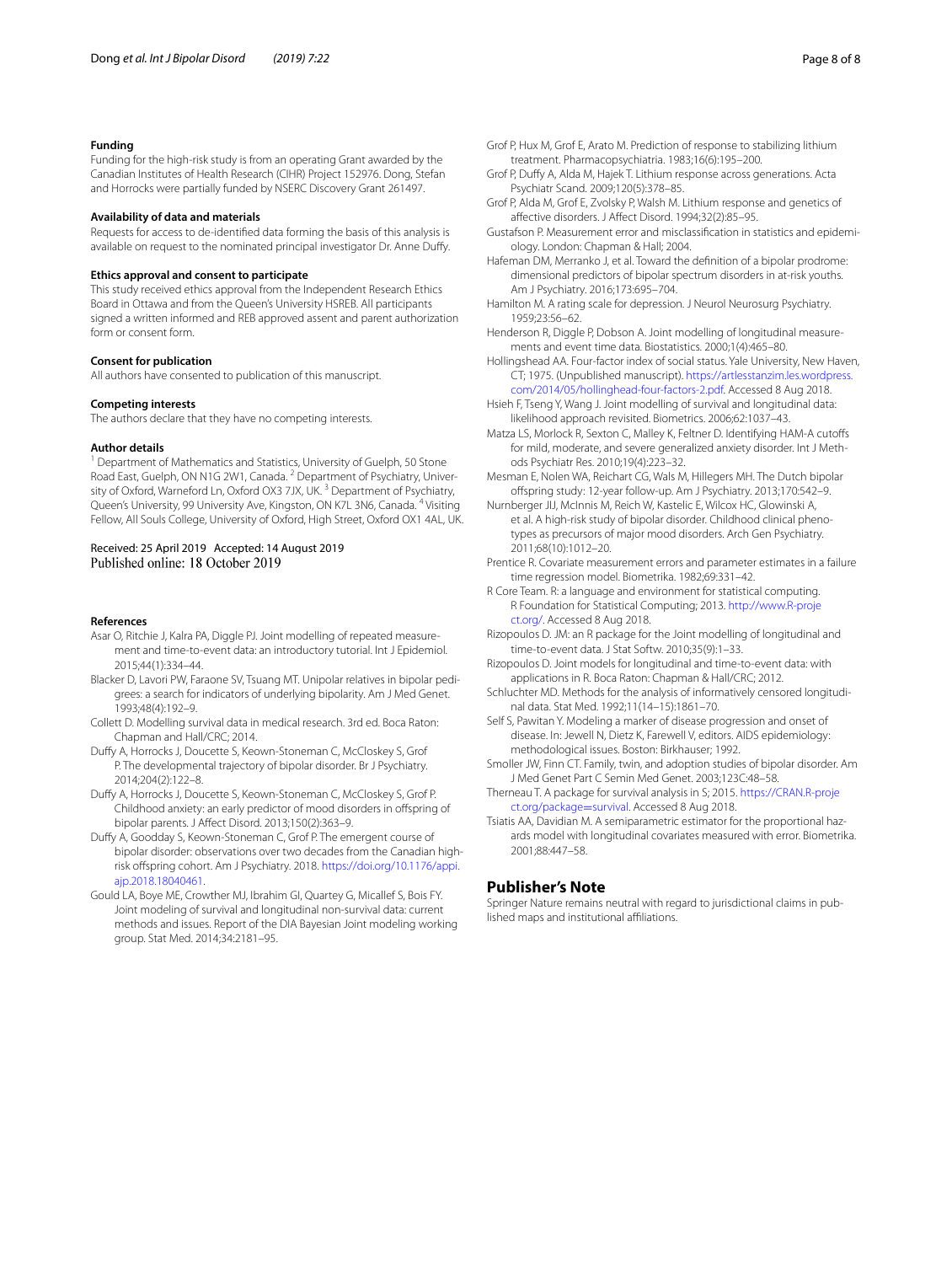### Funding

Funding for the high-risk study is from an operating Grant awarded by the Canadian Institutes of Health Research (CIHR) Project 152976. Dong, Stefan and Horrocks were partially funded by NSERC Discovery Grant 261497.

### Availability of data and materials

Requests for access to de-identified data forming the basis of this analysis is available on request to the nominated principal investigator Dr. Anne Duffy.

### Ethics approval and consent to participate

This study received ethics approval from the Independent Research Ethics Board in Ottawa and from the Queen's University HSREB. All participants signed a written informed and REB approved assent and parent authorization form or consent form.

### Consent for publication

All authors have consented to publication of this manuscript.

### Competing interests

The authors declare that they have no competing interests.

### Author details

[1] Department of Mathematics and Statistics, University of Guelph, 50 Stone Road East, Guelph, ON N1G 2W1, Canada. [2] Department of Psychiatry, University of Oxford, Warneford Ln, Oxford OX3 7JX, UK. [3] Department of Psychiatry, Queen's University, 99 University Ave, Kingston, ON K7L 3N6, Canada. [4] Visiting Fellow, All Souls College, University of Oxford, High Street, Oxford OX1 4AL, UK.

Received: 25 April 2019 Accepted: 14 August 2019
Published online: 18 October 2019

### References

- Asar O, Ritchie J, Kalra PA, Diggle PJ. Joint modelling of repeated measurement and time-to-event data: an introductory tutorial. Int J Epidemiol. 2015;44(1):334–44.
- Blacker D, Lavori PW, Faraone SV, Tsuang MT. Unipolar relatives in bipolar pedigrees: a search for indicators of underlying bipolarity. Am J Med Genet. 1993;48(4):192–9.
- Collett D. Modelling survival data in medical research. 3rd ed. Boca Raton: Chapman and Hall/CRC; 2014.
- Duffy A, Horrocks J, Doucette S, Keown-Stoneman C, McCloskey S, Grof P. The developmental trajectory of bipolar disorder. Br J Psychiatry. 2014;204(2):122–8.
- Duffy A, Horrocks J, Doucette S, Keown-Stoneman C, McCloskey S, Grof P. Childhood anxiety: an early predictor of mood disorders in offspring of bipolar parents. J Affect Disord. 2013;150(2):363–9.
- Duffy A, Goodday S, Keown-Stoneman C, Grof P. The emergent course of bipolar disorder: observations over two decades from the Canadian high-risk offspring cohort. Am J Psychiatry. 2018. https://doi.org/10.1176/appi.ajp.2018.18040461.
- Gould LA, Boye ME, Crowther MJ, Ibrahim GI, Quartey G, Micallef S, Bois FY. Joint modeling of survival and longitudinal non-survival data: current methods and issues. Report of the DIA Bayesian Joint modeling working group. Stat Med. 2014;34:2181–95.
- Grof P, Hux M, Grof E, Arato M. Prediction of response to stabilizing lithium treatment. Pharmacopsychiatria. 1983;16(6):195–200.
- Grof P, Duffy A, Alda M, Hajek T. Lithium response across generations. Acta Psychiatr Scand. 2009;120(5):378–85.
- Grof P, Alda M, Grof E, Zvolsky P, Walsh M. Lithium response and genetics of affective disorders. J Affect Disord. 1994;32(2):85–95.
- Gustafson P. Measurement error and misclassification in statistics and epidemiology. London: Chapman & Hall; 2004.
- Hafeman DM, Merranko J, et al. Toward the definition of a bipolar prodrome: dimensional predictors of bipolar spectrum disorders in at-risk youths. Am J Psychiatry. 2016;173:695–704.
- Hamilton M. A rating scale for depression. J Neurol Neurosurg Psychiatry. 1959;23:56–62.
- Henderson R, Diggle P, Dobson A. Joint modelling of longitudinal measurements and event time data. Biostatistics. 2000;1(4):465–80.
- Hollingshead AA. Four-factor index of social status. Yale University, New Haven, CT; 1975. (Unpublished manuscript). https://artlesstanzim.les.wordpress.com/2014/05/hollinghead-four-factors-2.pdf. Accessed 8 Aug 2018.
- Hsieh F, Tseng Y, Wang J. Joint modelling of survival and longitudinal data: likelihood approach revisited. Biometrics. 2006;62:1037–43.
- Matza LS, Morlock R, Sexton C, Malley K, Feltner D. Identifying HAM-A cutoffs for mild, moderate, and severe generalized anxiety disorder. Int J Methods Psychiatr Res. 2010;19(4):223–32.
- Mesman E, Nolen WA, Reichart CG, Wals M, Hillegers MH. The Dutch bipolar offspring study: 12-year follow-up. Am J Psychiatry. 2013;170:542–9.
- Nurnberger JIJ, McInnis M, Reich W, Kastelic E, Wilcox HC, Glowinski A, et al. A high-risk study of bipolar disorder. Childhood clinical phenotypes as precursors of major mood disorders. Arch Gen Psychiatry. 2011;68(10):1012–20.
- Prentice R. Covariate measurement errors and parameter estimates in a failure time regression model. Biometrika. 1982;69:331–42.
- R Core Team. R: a language and environment for statistical computing. R Foundation for Statistical Computing; 2013. http://www.R-project.org/. Accessed 8 Aug 2018.
- Rizopoulos D. JM: an R package for the Joint modelling of longitudinal and time-to-event data. J Stat Softw. 2010;35(9):1–33.
- Rizopoulos D. Joint models for longitudinal and time-to-event data: with applications in R. Boca Raton: Chapman & Hall/CRC; 2012.
- Schluchter MD. Methods for the analysis of informatively censored longitudinal data. Stat Med. 1992;11(14–15):1861–70.
- Self S, Pawitan Y. Modeling a marker of disease progression and onset of disease. In: Jewell N, Dietz K, Farewell V, editors. AIDS epidemiology: methodological issues. Boston: Birkhauser; 1992.
- Smoller JW, Finn CT. Family, twin, and adoption studies of bipolar disorder. Am J Med Genet Part C Semin Med Genet. 2003;123C:48–58.
- Therneau T. A package for survival analysis in S; 2015. https://CRAN.R-project.org/package=survival. Accessed 8 Aug 2018.
- Tsiatis AA, Davidian M. A semiparametric estimator for the proportional hazards model with longitudinal covariates measured with error. Biometrika. 2001;88:447–58.

## Publisher's Note

Springer Nature remains neutral with regard to jurisdictional claims in published maps and institutional affiliations.